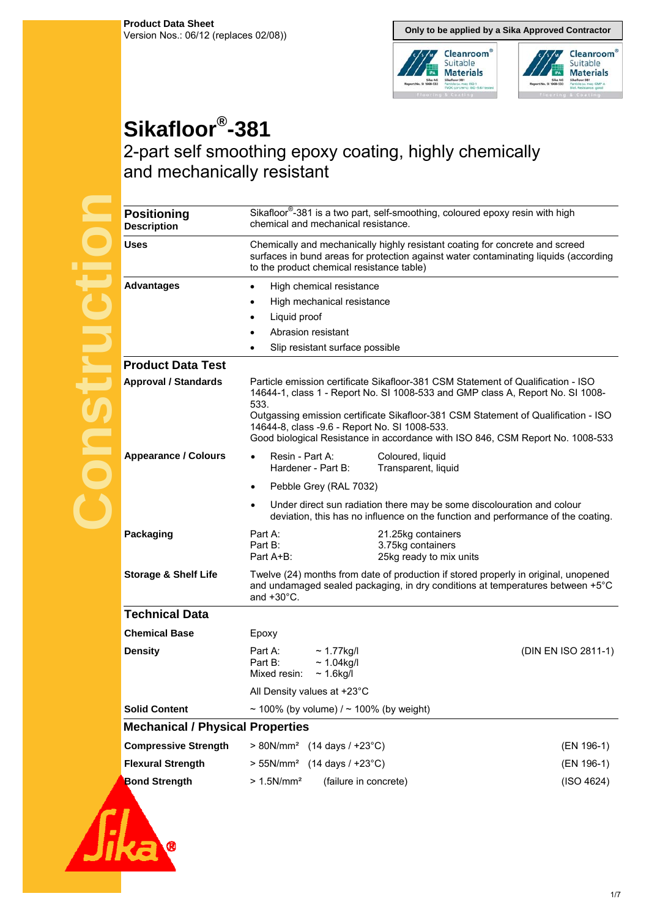**Product Data Sheet**
Version Nos.: 06/12 (replaces 02/08))

**Only to be applied by a Sika Approved Contractor**

# Sikafloor®-381

## 2-part self smoothing epoxy coating, highly chemically and mechanically resistant

### Positioning

| | |
|---|---|
| **Description** | Sikafloor®-381 is a two part, self-smoothing, coloured epoxy resin with high chemical and mechanical resistance. |
| **Uses** | Chemically and mechanically highly resistant coating for concrete and screed surfaces in bund areas for protection against water contaminating liquids (according to the product chemical resistance table) |
| **Advantages** | • High chemical resistance<br>• High mechanical resistance<br>• Liquid proof<br>• Abrasion resistant<br>• Slip resistant surface possible |

### Product Data Test

| | |
|---|---|
| **Approval / Standards** | Particle emission certificate Sikafloor-381 CSM Statement of Qualification - ISO 14644-1, class 1 - Report No. SI 1008-533 and GMP class A, Report No. SI 1008-533.<br>Outgassing emission certificate Sikafloor-381 CSM Statement of Qualification - ISO 14644-8, class -9.6 - Report No. SI 1008-533.<br>Good biological Resistance in accordance with ISO 846, CSM Report No. 1008-533 |
| **Appearance / Colours** | • Resin - Part A: Coloured, liquid<br>Hardener - Part B: Transparent, liquid<br>• Pebble Grey (RAL 7032)<br>• Under direct sun radiation there may be some discolouration and colour deviation, this has no influence on the function and performance of the coating. |
| **Packaging** | Part A: 21.25kg containers<br>Part B: 3.75kg containers<br>Part A+B: 25kg ready to mix units |
| **Storage & Shelf Life** | Twelve (24) months from date of production if stored properly in original, unopened and undamaged sealed packaging, in dry conditions at temperatures between +5°C and +30°C. |

### Technical Data

| | | |
|---|---|---|
| **Chemical Base** | Epoxy | |
| **Density** | Part A: ~ 1.77kg/l<br>Part B: ~ 1.04kg/l<br>Mixed resin: ~ 1.6kg/l<br><br>All Density values at +23°C | (DIN EN ISO 2811-1) |
| **Solid Content** | ~ 100% (by volume) / ~ 100% (by weight) | |

### Mechanical / Physical Properties

| | | |
|---|---|---|
| **Compressive Strength** | > 80N/mm² (14 days / +23°C) | (EN 196-1) |
| **Flexural Strength** | > 55N/mm² (14 days / +23°C) | (EN 196-1) |
| **Bond Strength** | > 1.5N/mm² (failure in concrete) | (ISO 4624) |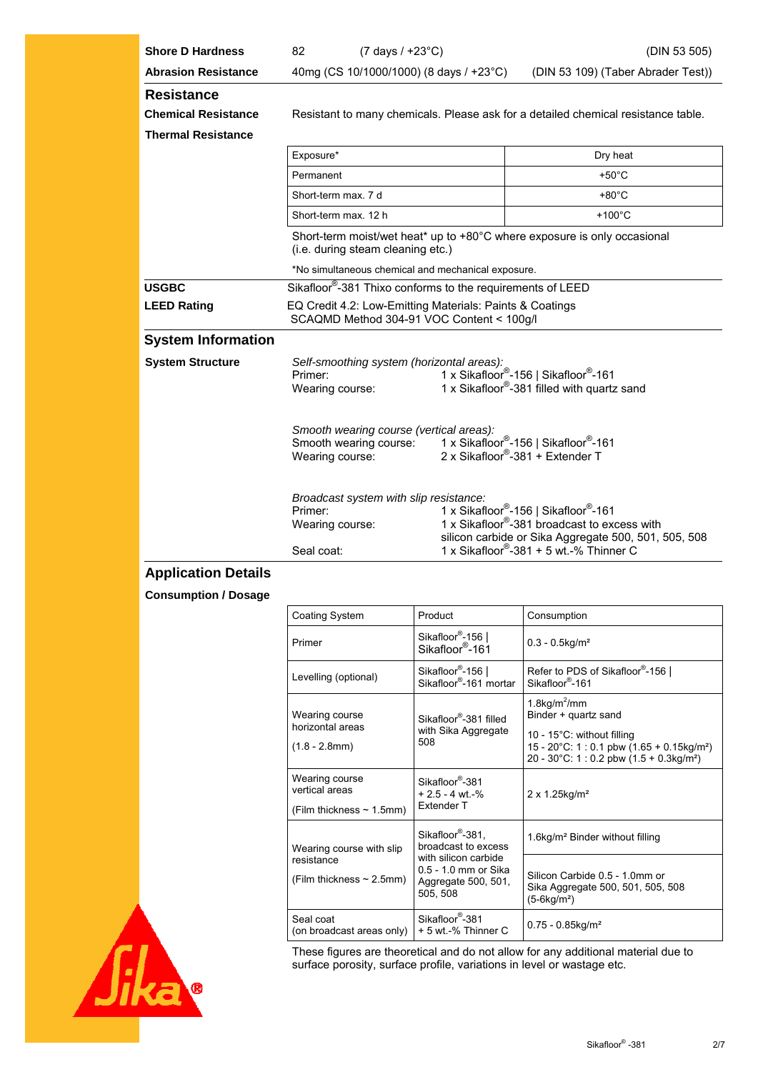| | | | |
|---|---|---|---|
| **Shore D Hardness** | 82 | (7 days / +23°C) | (DIN 53 505) |
| **Abrasion Resistance** | 40mg (CS 10/1000/1000) | (8 days / +23°C) | (DIN 53 109) (Taber Abrader Test)) |

## Resistance

**Chemical Resistance**

Resistant to many chemicals. Please ask for a detailed chemical resistance table.

**Thermal Resistance**

| Exposure* | Dry heat |
|---|---|
| Permanent | +50°C |
| Short-term max. 7 d | +80°C |
| Short-term max. 12 h | +100°C |

Short-term moist/wet heat* up to +80°C where exposure is only occasional (i.e. during steam cleaning etc.)

*No simultaneous chemical and mechanical exposure.

**USGBC**

**LEED Rating**

Sikafloor®-381 Thixo conforms to the requirements of LEED

EQ Credit 4.2: Low-Emitting Materials: Paints & Coatings
SCAQMD Method 304-91 VOC Content < 100g/l

## System Information

**System Structure**

*Self-smoothing system (horizontal areas):*

| | |
|---|---|
| Primer: | 1 x Sikafloor®-156 \| Sikafloor®-161 |
| Wearing course: | 1 x Sikafloor®-381 filled with quartz sand |

*Smooth wearing course (vertical areas):*

| | |
|---|---|
| Smooth wearing course: | 1 x Sikafloor®-156 \| Sikafloor®-161 |
| Wearing course: | 2 x Sikafloor®-381 + Extender T |

*Broadcast system with slip resistance:*

| | |
|---|---|
| Primer: | 1 x Sikafloor®-156 \| Sikafloor®-161 |
| Wearing course: | 1 x Sikafloor®-381 broadcast to excess with silicon carbide or Sika Aggregate 500, 501, 505, 508 |
| Seal coat: | 1 x Sikafloor®-381 + 5 wt.-% Thinner C |

## Application Details

**Consumption / Dosage**

| Coating System | Product | Consumption |
|---|---|---|
| Primer | Sikafloor®-156 \| Sikafloor®-161 | 0.3 - 0.5kg/m² |
| Levelling (optional) | Sikafloor®-156 \| Sikafloor®-161 mortar | Refer to PDS of Sikafloor®-156 \| Sikafloor®-161 |
| Wearing course horizontal areas (1.8 - 2.8mm) | Sikafloor®-381 filled with Sika Aggregate 508 | 1.8kg/m²/mm Binder + quartz sand<br>10 - 15°C: without filling<br>15 - 20°C: 1 : 0.1 pbw (1.65 + 0.15kg/m²)<br>20 - 30°C: 1 : 0.2 pbw (1.5 + 0.3kg/m²) |
| Wearing course vertical areas (Film thickness ~ 1.5mm) | Sikafloor®-381 + 2.5 - 4 wt.-% Extender T | 2 x 1.25kg/m² |
| Wearing course with slip resistance (Film thickness ~ 2.5mm) | Sikafloor®-381, broadcast to excess with silicon carbide 0.5 - 1.0 mm or Sika Aggregate 500, 501, 505, 508 | 1.6kg/m² Binder without filling |
| | | Silicon Carbide 0.5 - 1.0mm or Sika Aggregate 500, 501, 505, 508 (5-6kg/m²) |
| Seal coat (on broadcast areas only) | Sikafloor®-381 + 5 wt.-% Thinner C | 0.75 - 0.85kg/m² |

These figures are theoretical and do not allow for any additional material due to surface porosity, surface profile, variations in level or wastage etc.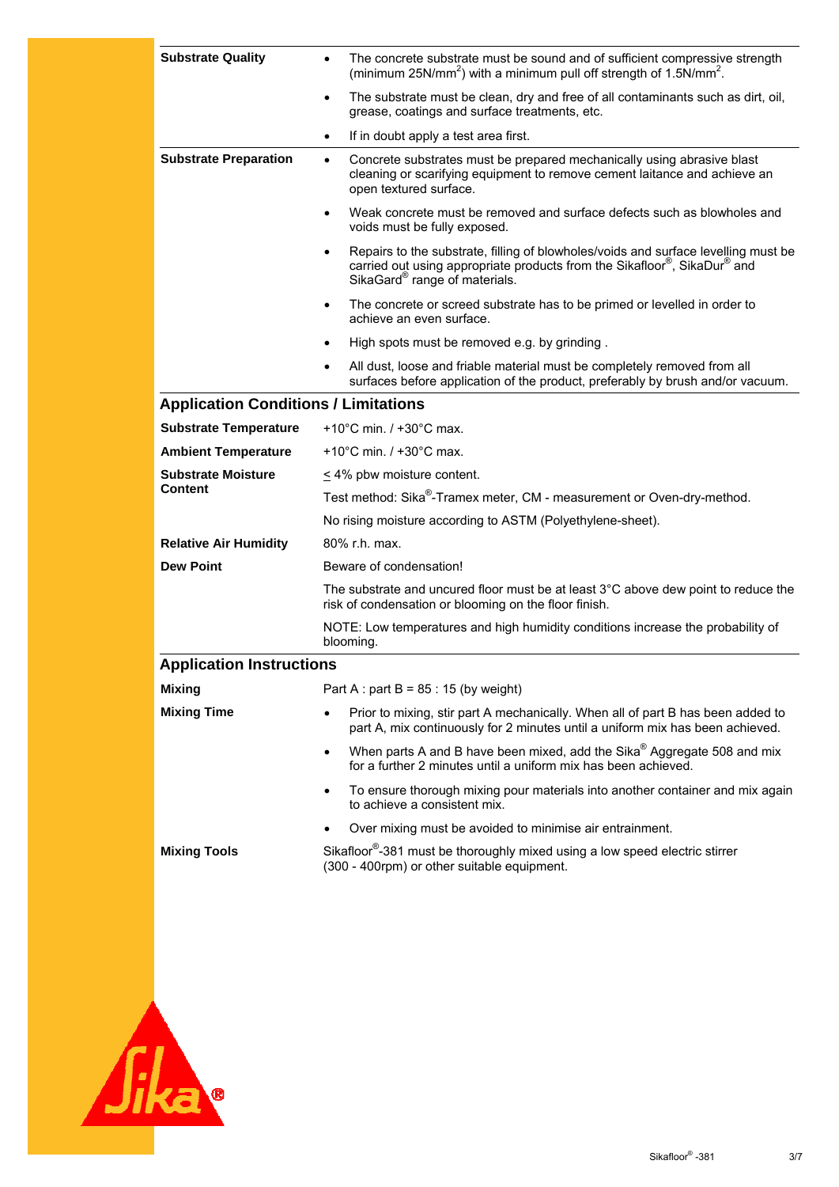| | |
|---|---|
| **Substrate Quality** | • The concrete substrate must be sound and of sufficient compressive strength (minimum 25N/mm²) with a minimum pull off strength of 1.5N/mm².<br>• The substrate must be clean, dry and free of all contaminants such as dirt, oil, grease, coatings and surface treatments, etc.<br>• If in doubt apply a test area first. |
| **Substrate Preparation** | • Concrete substrates must be prepared mechanically using abrasive blast cleaning or scarifying equipment to remove cement laitance and achieve an open textured surface.<br>• Weak concrete must be removed and surface defects such as blowholes and voids must be fully exposed.<br>• Repairs to the substrate, filling of blowholes/voids and surface levelling must be carried out using appropriate products from the Sikafloor®, SikaDur® and SikaGard® range of materials.<br>• The concrete or screed substrate has to be primed or levelled in order to achieve an even surface.<br>• High spots must be removed e.g. by grinding .<br>• All dust, loose and friable material must be completely removed from all surfaces before application of the product, preferably by brush and/or vacuum. |

## Application Conditions / Limitations

| | |
|---|---|
| **Substrate Temperature** | +10°C min. / +30°C max. |
| **Ambient Temperature** | +10°C min. / +30°C max. |
| **Substrate Moisture Content** | ≤ 4% pbw moisture content.<br>Test method: Sika®-Tramex meter, CM - measurement or Oven-dry-method.<br>No rising moisture according to ASTM (Polyethylene-sheet). |
| **Relative Air Humidity** | 80% r.h. max. |
| **Dew Point** | Beware of condensation!<br>The substrate and uncured floor must be at least 3°C above dew point to reduce the risk of condensation or blooming on the floor finish.<br>NOTE: Low temperatures and high humidity conditions increase the probability of blooming. |

## Application Instructions

| | |
|---|---|
| **Mixing** | Part A : part B = 85 : 15 (by weight) |
| **Mixing Time** | • Prior to mixing, stir part A mechanically. When all of part B has been added to part A, mix continuously for 2 minutes until a uniform mix has been achieved.<br>• When parts A and B have been mixed, add the Sika® Aggregate 508 and mix for a further 2 minutes until a uniform mix has been achieved.<br>• To ensure thorough mixing pour materials into another container and mix again to achieve a consistent mix.<br>• Over mixing must be avoided to minimise air entrainment. |
| **Mixing Tools** | Sikafloor®-381 must be thoroughly mixed using a low speed electric stirrer (300 - 400rpm) or other suitable equipment. |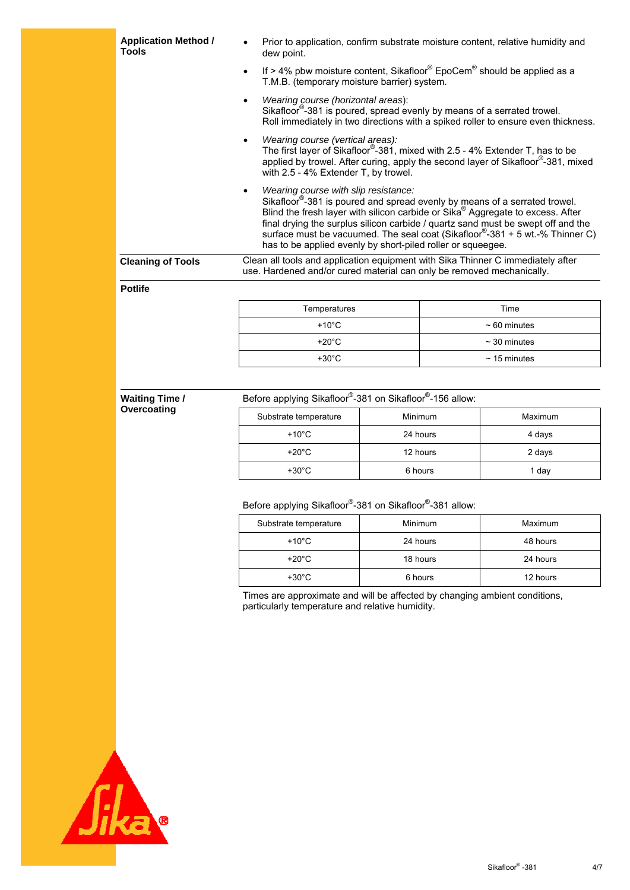**Application Method / Tools**

- Prior to application, confirm substrate moisture content, relative humidity and dew point.
- If > 4% pbw moisture content, Sikafloor® EpoCem® should be applied as a T.M.B. (temporary moisture barrier) system.
- *Wearing course (horizontal areas*):
  Sikafloor®-381 is poured, spread evenly by means of a serrated trowel.
  Roll immediately in two directions with a spiked roller to ensure even thickness.
- *Wearing course (vertical areas):*
  The first layer of Sikafloor®-381, mixed with 2.5 - 4% Extender T, has to be applied by trowel. After curing, apply the second layer of Sikafloor®-381, mixed with 2.5 - 4% Extender T, by trowel.
- *Wearing course with slip resistance:*
  Sikafloor®-381 is poured and spread evenly by means of a serrated trowel. Blind the fresh layer with silicon carbide or Sika® Aggregate to excess. After final drying the surplus silicon carbide / quartz sand must be swept off and the surface must be vacuumed. The seal coat (Sikafloor®-381 + 5 wt.-% Thinner C) has to be applied evenly by short-piled roller or squeegee.

**Cleaning of Tools**

Clean all tools and application equipment with Sika Thinner C immediately after use. Hardened and/or cured material can only be removed mechanically.

**Potlife**

| Temperatures | Time |
|---|---|
| +10°C | ~ 60 minutes |
| +20°C | ~ 30 minutes |
| +30°C | ~ 15 minutes |

**Waiting Time / Overcoating**

Before applying Sikafloor®-381 on Sikafloor®-156 allow:

| Substrate temperature | Minimum | Maximum |
|---|---|---|
| +10°C | 24 hours | 4 days |
| +20°C | 12 hours | 2 days |
| +30°C | 6 hours | 1 day |

Before applying Sikafloor®-381 on Sikafloor®-381 allow:

| Substrate temperature | Minimum | Maximum |
|---|---|---|
| +10°C | 24 hours | 48 hours |
| +20°C | 18 hours | 24 hours |
| +30°C | 6 hours | 12 hours |

Times are approximate and will be affected by changing ambient conditions, particularly temperature and relative humidity.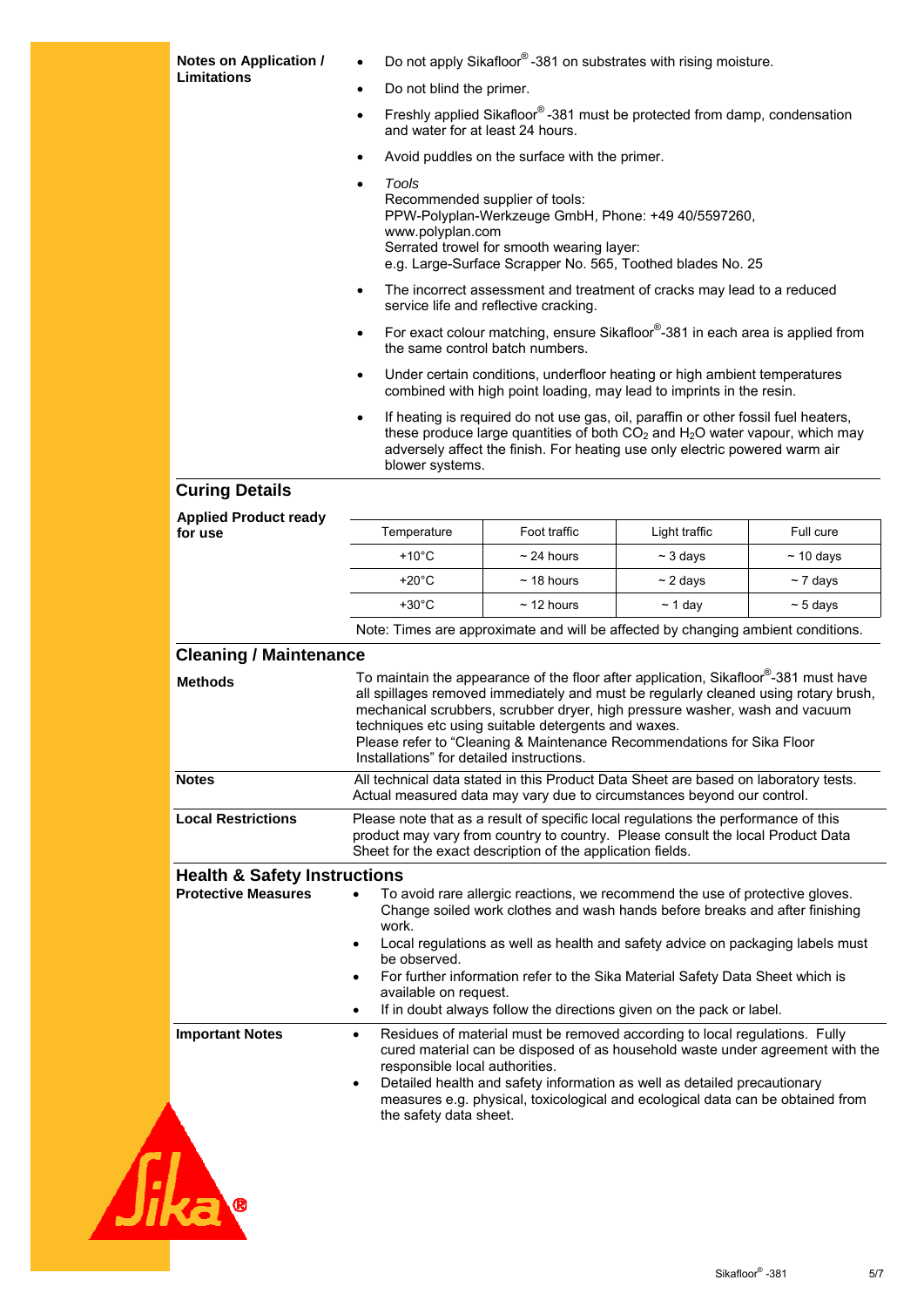**Notes on Application / Limitations**

- Do not apply Sikafloor® -381 on substrates with rising moisture.
- Do not blind the primer.
- Freshly applied Sikafloor® -381 must be protected from damp, condensation and water for at least 24 hours.
- Avoid puddles on the surface with the primer.
- *Tools*
  Recommended supplier of tools:
  PPW-Polyplan-Werkzeuge GmbH, Phone: +49 40/5597260, www.polyplan.com
  Serrated trowel for smooth wearing layer:
  e.g. Large-Surface Scrapper No. 565, Toothed blades No. 25
- The incorrect assessment and treatment of cracks may lead to a reduced service life and reflective cracking.
- For exact colour matching, ensure Sikafloor®-381 in each area is applied from the same control batch numbers.
- Under certain conditions, underfloor heating or high ambient temperatures combined with high point loading, may lead to imprints in the resin.
- If heating is required do not use gas, oil, paraffin or other fossil fuel heaters, these produce large quantities of both $CO_2$ and $H_2O$ water vapour, which may adversely affect the finish. For heating use only electric powered warm air blower systems.

## Curing Details

**Applied Product ready for use**

| Temperature | Foot traffic | Light traffic | Full cure |
|---|---|---|---|
| +10°C | ~ 24 hours | ~ 3 days | ~ 10 days |
| +20°C | ~ 18 hours | ~ 2 days | ~ 7 days |
| +30°C | ~ 12 hours | ~ 1 day | ~ 5 days |

Note: Times are approximate and will be affected by changing ambient conditions.

## Cleaning / Maintenance

**Methods**

To maintain the appearance of the floor after application, Sikafloor®-381 must have all spillages removed immediately and must be regularly cleaned using rotary brush, mechanical scrubbers, scrubber dryer, high pressure washer, wash and vacuum techniques etc using suitable detergents and waxes.
Please refer to "Cleaning & Maintenance Recommendations for Sika Floor Installations" for detailed instructions.

**Notes**

All technical data stated in this Product Data Sheet are based on laboratory tests. Actual measured data may vary due to circumstances beyond our control.

**Local Restrictions**

Please note that as a result of specific local regulations the performance of this product may vary from country to country. Please consult the local Product Data Sheet for the exact description of the application fields.

## Health & Safety Instructions

**Protective Measures**

- To avoid rare allergic reactions, we recommend the use of protective gloves. Change soiled work clothes and wash hands before breaks and after finishing work.
- Local regulations as well as health and safety advice on packaging labels must be observed.
- For further information refer to the Sika Material Safety Data Sheet which is available on request.
- If in doubt always follow the directions given on the pack or label.

**Important Notes**

- Residues of material must be removed according to local regulations. Fully cured material can be disposed of as household waste under agreement with the responsible local authorities.
- Detailed health and safety information as well as detailed precautionary measures e.g. physical, toxicological and ecological data can be obtained from the safety data sheet.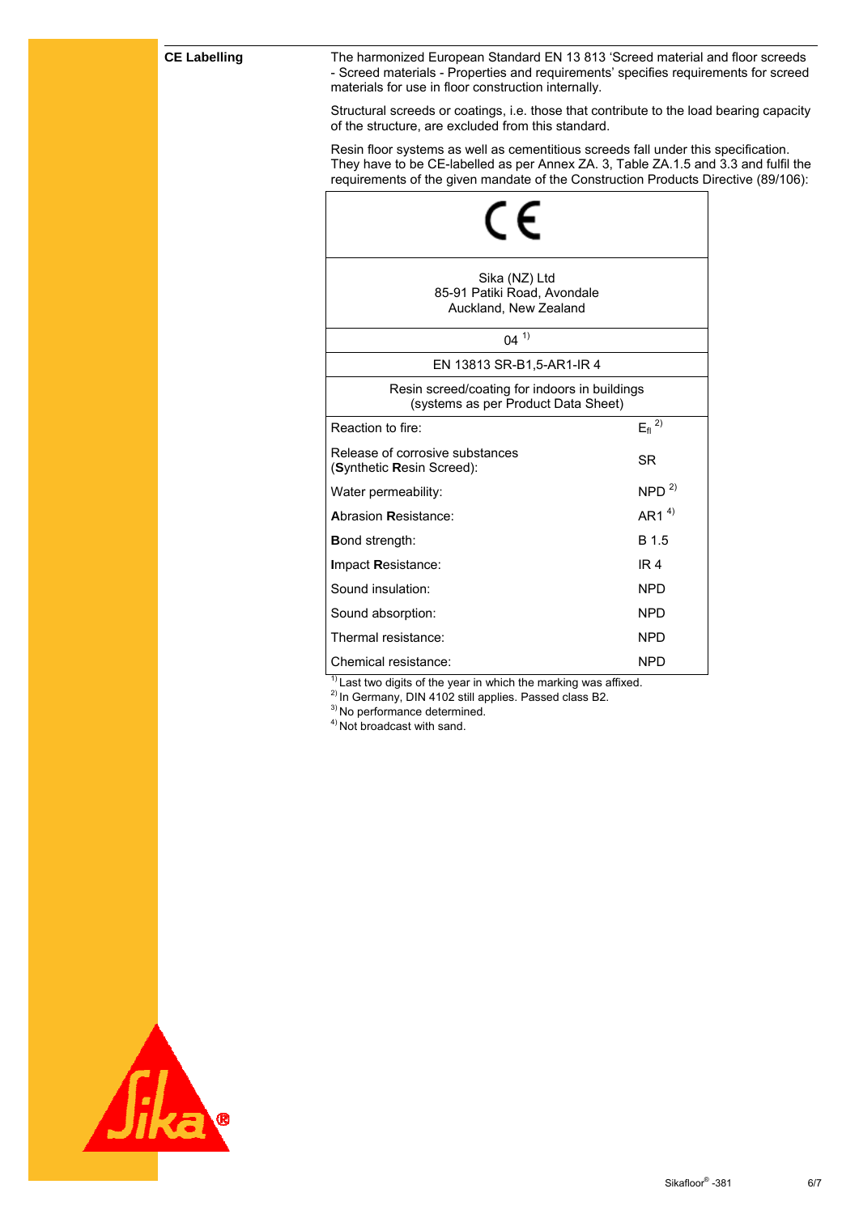**CE Labelling**

The harmonized European Standard EN 13 813 'Screed material and floor screeds - Screed materials - Properties and requirements' specifies requirements for screed materials for use in floor construction internally.

Structural screeds or coatings, i.e. those that contribute to the load bearing capacity of the structure, are excluded from this standard.

Resin floor systems as well as cementitious screeds fall under this specification. They have to be CE-labelled as per Annex ZA. 3, Table ZA.1.5 and 3.3 and fulfil the requirements of the given mandate of the Construction Products Directive (89/106):

| CE | |
|---|---|
| Sika (NZ) Ltd<br>85-91 Patiki Road, Avondale<br>Auckland, New Zealand | |
| 04 [1] | |
| EN 13813 SR-B1,5-AR1-IR 4 | |
| Resin screed/coating for indoors in buildings<br>(systems as per Product Data Sheet) | |
| Reaction to fire: | $E_{fl}$ [2] |
| Release of corrosive substances<br>(**S**ynthetic **R**esin Screed): | SR |
| Water permeability: | NPD [2] |
| **A**brasion **R**esistance: | AR1 [4] |
| **B**ond strength: | B 1.5 |
| **I**mpact **R**esistance: | IR 4 |
| Sound insulation: | NPD |
| Sound absorption: | NPD |
| Thermal resistance: | NPD |
| Chemical resistance: | NPD |

[1] Last two digits of the year in which the marking was affixed.
[2] In Germany, DIN 4102 still applies. Passed class B2.
[3] No performance determined.
[4] Not broadcast with sand.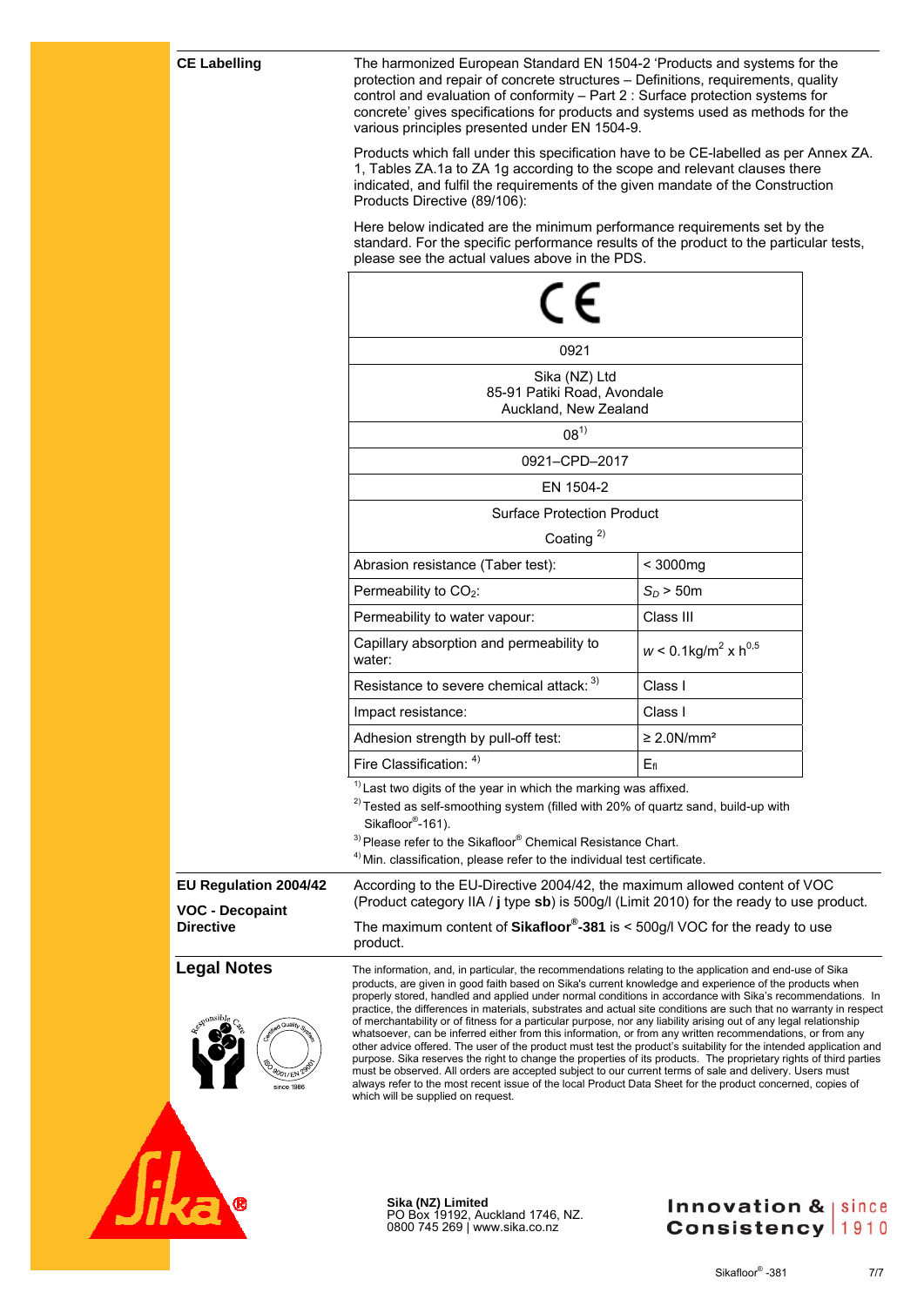**CE Labelling**

The harmonized European Standard EN 1504-2 'Products and systems for the protection and repair of concrete structures – Definitions, requirements, quality control and evaluation of conformity – Part 2 : Surface protection systems for concrete' gives specifications for products and systems used as methods for the various principles presented under EN 1504-9.

Products which fall under this specification have to be CE-labelled as per Annex ZA. 1, Tables ZA.1a to ZA 1g according to the scope and relevant clauses there indicated, and fulfil the requirements of the given mandate of the Construction Products Directive (89/106):

Here below indicated are the minimum performance requirements set by the standard. For the specific performance results of the product to the particular tests, please see the actual values above in the PDS.

| | |
|---|---|
| CE | |
| 0921 | |
| Sika (NZ) Ltd<br>85-91 Patiki Road, Avondale<br>Auckland, New Zealand | |
| 08[1] | |
| 0921–CPD–2017 | |
| EN 1504-2 | |
| Surface Protection Product<br>Coating [2] | |
| Abrasion resistance (Taber test): | < 3000mg |
| Permeability to $CO_2$: | $S_D$ > 50m |
| Permeability to water vapour: | Class III |
| Capillary absorption and permeability to water: | $w < 0.1 kg/m^2 \times h^{0,5}$ |
| Resistance to severe chemical attack: [3] | Class I |
| Impact resistance: | Class I |
| Adhesion strength by pull-off test: | ≥ 2.0N/mm² |
| Fire Classification: [4] | $E_{fl}$ |

[1] Last two digits of the year in which the marking was affixed.
[2] Tested as self-smoothing system (filled with 20% of quartz sand, build-up with Sikafloor®-161).
[3] Please refer to the Sikafloor® Chemical Resistance Chart.
[4] Min. classification, please refer to the individual test certificate.

**EU Regulation 2004/42**

**VOC - Decopaint Directive**

According to the EU-Directive 2004/42, the maximum allowed content of VOC (Product category IIA / **j** type **sb**) is 500g/l (Limit 2010) for the ready to use product.

The maximum content of **Sikafloor®-381** is < 500g/l VOC for the ready to use product.

## Legal Notes

The information, and, in particular, the recommendations relating to the application and end-use of Sika products, are given in good faith based on Sika's current knowledge and experience of the products when properly stored, handled and applied under normal conditions in accordance with Sika's recommendations. In practice, the differences in materials, substrates and actual site conditions are such that no warranty in respect of merchantability or of fitness for a particular purpose, nor any liability arising out of any legal relationship whatsoever, can be inferred either from this information, or from any written recommendations, or from any other advice offered. The user of the product must test the product's suitability for the intended application and purpose. Sika reserves the right to change the properties of its products. The proprietary rights of third parties must be observed. All orders are accepted subject to our current terms of sale and delivery. Users must always refer to the most recent issue of the local Product Data Sheet for the product concerned, copies of which will be supplied on request.

**Sika (NZ) Limited**
PO Box 19192, Auckland 1746, NZ.
0800 745 269 | www.sika.co.nz

Innovation & Consistency since 1910